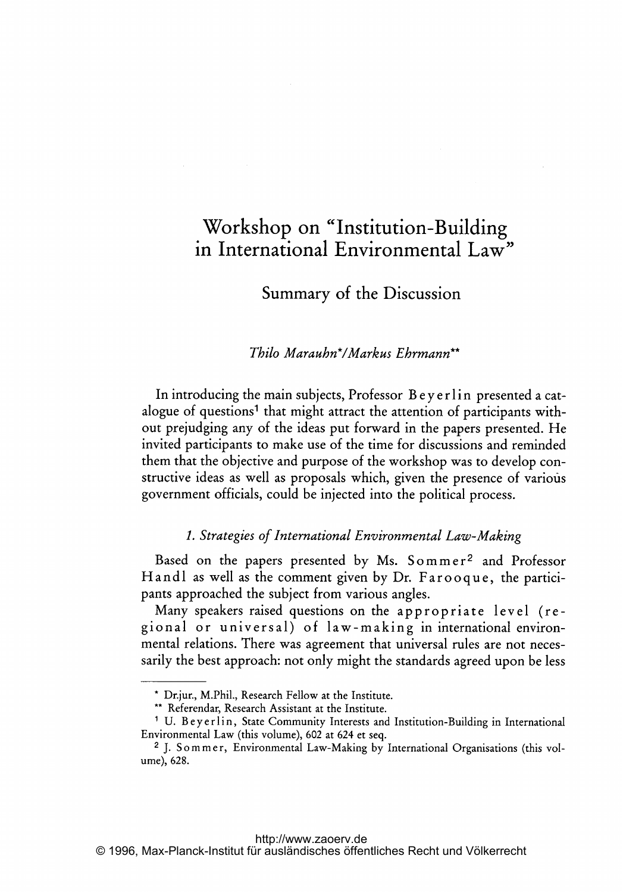# Workshop on "Institution-Building in International Environmental Law"

## Summary of the Discussion

*Thilo Marauhn\*/Markus Ehrmann\*\**

In introducing the main subjects, Professor Beyerlin presented a catalogue of questions[1] that might attract the attention of participants without prejudging any of the ideas put forward in the papers presented. He invited participants to make use of the time for discussions and reminded them that the objective and purpose of the workshop was to develop constructive ideas as well as proposals which, given the presence of various government officials, could be injected into the political process.

### *1. Strategies of International Environmental Law-Making*

Based on the papers presented by Ms. Sommer[2] and Professor Handl as well as the comment given by Dr. Farooque, the participants approached the subject from various angles.

Many speakers raised questions on the appropriate level (regional or universal) of law-making in international environmental relations. There was agreement that universal rules are not necessarily the best approach: not only might the standards agreed upon be less

---

\* Dr.jur., M.Phil., Research Fellow at the Institute.

\*\* Referendar, Research Assistant at the Institute.

[1] U. Beyerlin, State Community Interests and Institution-Building in International Environmental Law (this volume), 602 at 624 et seq.

[2] J. Sommer, Environmental Law-Making by International Organisations (this volume), 628.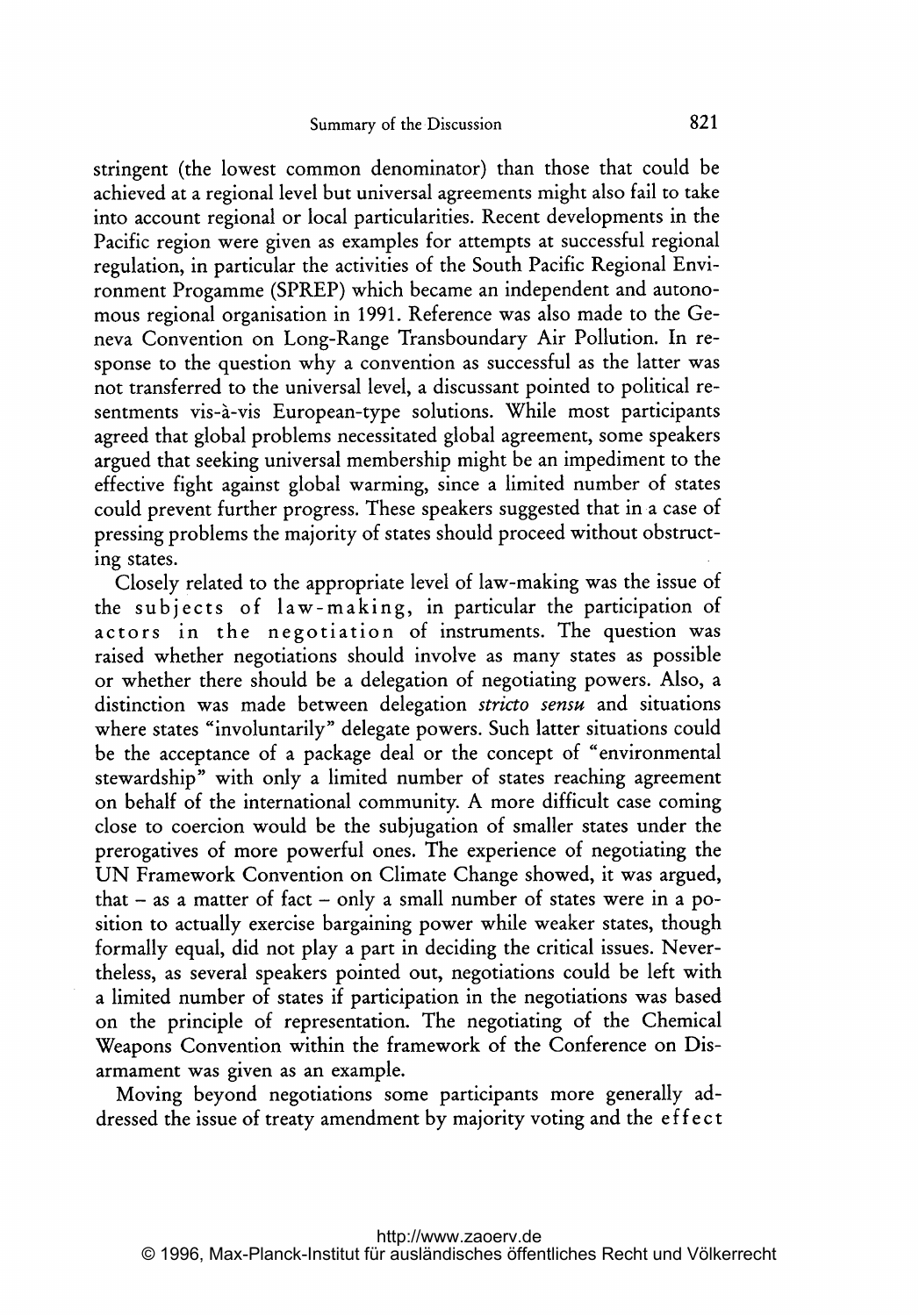stringent (the lowest common denominator) than those that could be achieved at a regional level but universal agreements might also fail to take into account regional or local particularities. Recent developments in the Pacific region were given as examples for attempts at successful regional regulation, in particular the activities of the South Pacific Regional Environment Progamme (SPREP) which became an independent and autonomous regional organisation in 1991. Reference was also made to the Geneva Convention on Long-Range Transboundary Air Pollution. In response to the question why a convention as successful as the latter was not transferred to the universal level, a discussant pointed to political resentments vis-à-vis European-type solutions. While most participants agreed that global problems necessitated global agreement, some speakers argued that seeking universal membership might be an impediment to the effective fight against global warming, since a limited number of states could prevent further progress. These speakers suggested that in a case of pressing problems the majority of states should proceed without obstructing states.

Closely related to the appropriate level of law-making was the issue of the subjects of law-making, in particular the participation of actors in the negotiation of instruments. The question was raised whether negotiations should involve as many states as possible or whether there should be a delegation of negotiating powers. Also, a distinction was made between delegation *stricto sensu* and situations where states "involuntarily" delegate powers. Such latter situations could be the acceptance of a package deal or the concept of "environmental stewardship" with only a limited number of states reaching agreement on behalf of the international community. A more difficult case coming close to coercion would be the subjugation of smaller states under the prerogatives of more powerful ones. The experience of negotiating the UN Framework Convention on Climate Change showed, it was argued, that – as a matter of fact – only a small number of states were in a position to actually exercise bargaining power while weaker states, though formally equal, did not play a part in deciding the critical issues. Nevertheless, as several speakers pointed out, negotiations could be left with a limited number of states if participation in the negotiations was based on the principle of representation. The negotiating of the Chemical Weapons Convention within the framework of the Conference on Disarmament was given as an example.

Moving beyond negotiations some participants more generally addressed the issue of treaty amendment by majority voting and the effect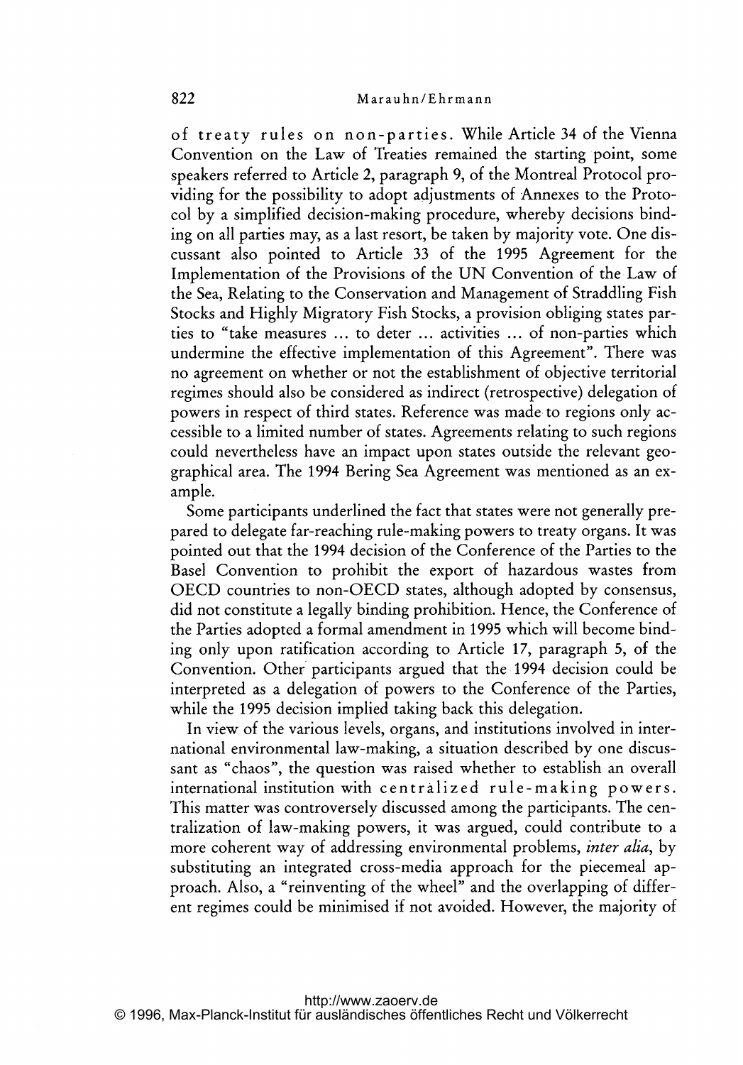of treaty rules on non-parties. While Article 34 of the Vienna Convention on the Law of Treaties remained the starting point, some speakers referred to Article 2, paragraph 9, of the Montreal Protocol providing for the possibility to adopt adjustments of Annexes to the Protocol by a simplified decision-making procedure, whereby decisions binding on all parties may, as a last resort, be taken by majority vote. One discussant also pointed to Article 33 of the 1995 Agreement for the Implementation of the Provisions of the UN Convention of the Law of the Sea, Relating to the Conservation and Management of Straddling Fish Stocks and Highly Migratory Fish Stocks, a provision obliging states parties to "take measures ... to deter ... activities ... of non-parties which undermine the effective implementation of this Agreement". There was no agreement on whether or not the establishment of objective territorial regimes should also be considered as indirect (retrospective) delegation of powers in respect of third states. Reference was made to regions only accessible to a limited number of states. Agreements relating to such regions could nevertheless have an impact upon states outside the relevant geographical area. The 1994 Bering Sea Agreement was mentioned as an example.

Some participants underlined the fact that states were not generally prepared to delegate far-reaching rule-making powers to treaty organs. It was pointed out that the 1994 decision of the Conference of the Parties to the Basel Convention to prohibit the export of hazardous wastes from OECD countries to non-OECD states, although adopted by consensus, did not constitute a legally binding prohibition. Hence, the Conference of the Parties adopted a formal amendment in 1995 which will become binding only upon ratification according to Article 17, paragraph 5, of the Convention. Other participants argued that the 1994 decision could be interpreted as a delegation of powers to the Conference of the Parties, while the 1995 decision implied taking back this delegation.

In view of the various levels, organs, and institutions involved in international environmental law-making, a situation described by one discussant as "chaos", the question was raised whether to establish an overall international institution with centralized rule-making powers. This matter was controversely discussed among the participants. The centralization of law-making powers, it was argued, could contribute to a more coherent way of addressing environmental problems, *inter alia*, by substituting an integrated cross-media approach for the piecemeal approach. Also, a "reinventing of the wheel" and the overlapping of different regimes could be minimised if not avoided. However, the majority of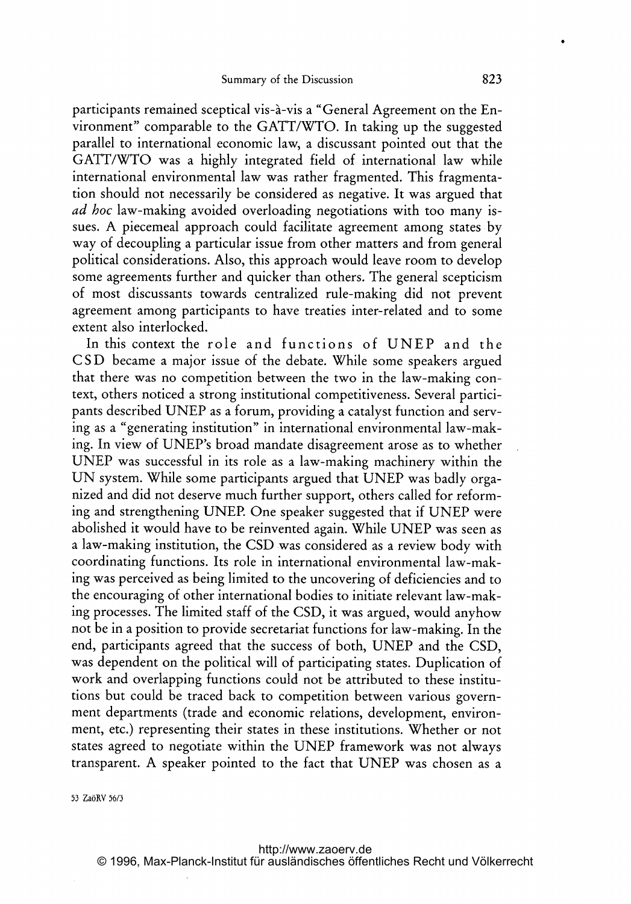participants remained sceptical vis-à-vis a "General Agreement on the Environment" comparable to the GATT/WTO. In taking up the suggested parallel to international economic law, a discussant pointed out that the GATT/WTO was a highly integrated field of international law while international environmental law was rather fragmented. This fragmentation should not necessarily be considered as negative. It was argued that *ad hoc* law-making avoided overloading negotiations with too many issues. A piecemeal approach could facilitate agreement among states by way of decoupling a particular issue from other matters and from general political considerations. Also, this approach would leave room to develop some agreements further and quicker than others. The general scepticism of most discussants towards centralized rule-making did not prevent agreement among participants to have treaties inter-related and to some extent also interlocked.

In this context the role and functions of UNEP and the CSD became a major issue of the debate. While some speakers argued that there was no competition between the two in the law-making context, others noticed a strong institutional competitiveness. Several participants described UNEP as a forum, providing a catalyst function and serving as a "generating institution" in international environmental law-making. In view of UNEP's broad mandate disagreement arose as to whether UNEP was successful in its role as a law-making machinery within the UN system. While some participants argued that UNEP was badly organized and did not deserve much further support, others called for reforming and strengthening UNEP. One speaker suggested that if UNEP were abolished it would have to be reinvented again. While UNEP was seen as a law-making institution, the CSD was considered as a review body with coordinating functions. Its role in international environmental law-making was perceived as being limited to the uncovering of deficiencies and to the encouraging of other international bodies to initiate relevant law-making processes. The limited staff of the CSD, it was argued, would anyhow not be in a position to provide secretariat functions for law-making. In the end, participants agreed that the success of both, UNEP and the CSD, was dependent on the political will of participating states. Duplication of work and overlapping functions could not be attributed to these institutions but could be traced back to competition between various government departments (trade and economic relations, development, environment, etc.) representing their states in these institutions. Whether or not states agreed to negotiate within the UNEP framework was not always transparent. A speaker pointed to the fact that UNEP was chosen as a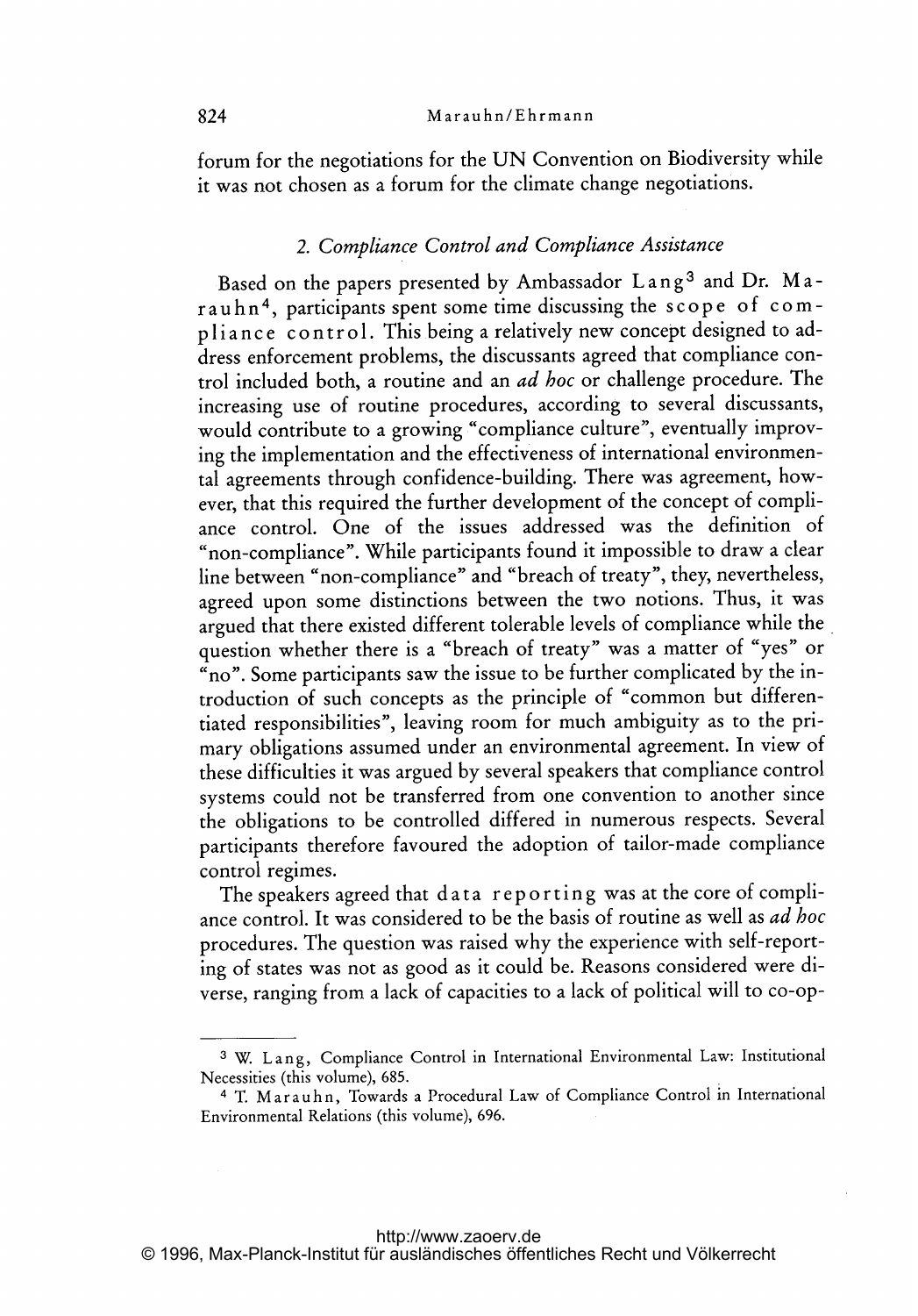forum for the negotiations for the UN Convention on Biodiversity while it was not chosen as a forum for the climate change negotiations.

### 2. *Compliance Control and Compliance Assistance*

Based on the papers presented by Ambassador Lang[3] and Dr. Marauhn[4], participants spent some time discussing the scope of compliance control. This being a relatively new concept designed to address enforcement problems, the discussants agreed that compliance control included both, a routine and an *ad hoc* or challenge procedure. The increasing use of routine procedures, according to several discussants, would contribute to a growing "compliance culture", eventually improving the implementation and the effectiveness of international environmental agreements through confidence-building. There was agreement, however, that this required the further development of the concept of compliance control. One of the issues addressed was the definition of "non-compliance". While participants found it impossible to draw a clear line between "non-compliance" and "breach of treaty", they, nevertheless, agreed upon some distinctions between the two notions. Thus, it was argued that there existed different tolerable levels of compliance while the question whether there is a "breach of treaty" was a matter of "yes" or "no". Some participants saw the issue to be further complicated by the introduction of such concepts as the principle of "common but differentiated responsibilities", leaving room for much ambiguity as to the primary obligations assumed under an environmental agreement. In view of these difficulties it was argued by several speakers that compliance control systems could not be transferred from one convention to another since the obligations to be controlled differed in numerous respects. Several participants therefore favoured the adoption of tailor-made compliance control regimes.

The speakers agreed that data reporting was at the core of compliance control. It was considered to be the basis of routine as well as *ad hoc* procedures. The question was raised why the experience with self-reporting of states was not as good as it could be. Reasons considered were diverse, ranging from a lack of capacities to a lack of political will to co-op-

---

[3] W. Lang, Compliance Control in International Environmental Law: Institutional Necessities (this volume), 685.

[4] T. Marauhn, Towards a Procedural Law of Compliance Control in International Environmental Relations (this volume), 696.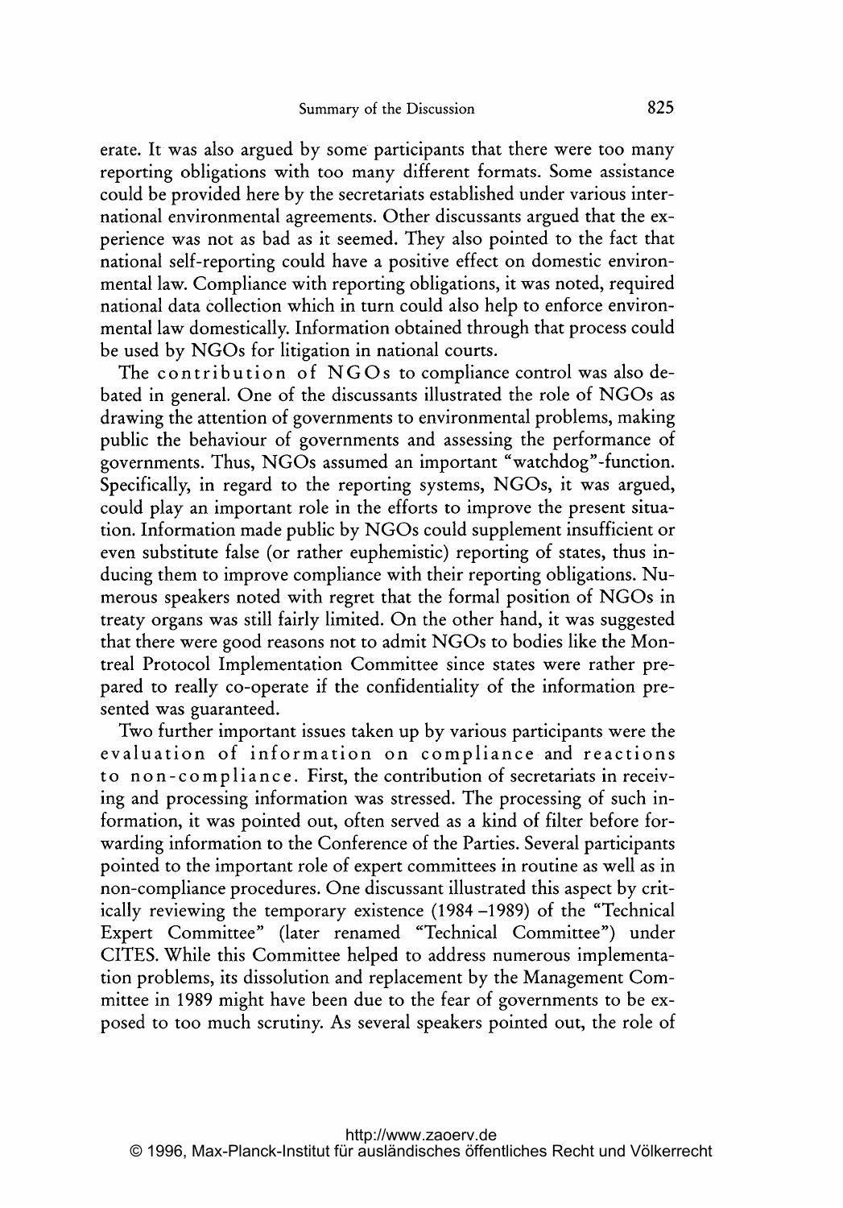erate. It was also argued by some participants that there were too many reporting obligations with too many different formats. Some assistance could be provided here by the secretariats established under various international environmental agreements. Other discussants argued that the experience was not as bad as it seemed. They also pointed to the fact that national self-reporting could have a positive effect on domestic environmental law. Compliance with reporting obligations, it was noted, required national data collection which in turn could also help to enforce environmental law domestically. Information obtained through that process could be used by NGOs for litigation in national courts.

The contribution of NGOs to compliance control was also debated in general. One of the discussants illustrated the role of NGOs as drawing the attention of governments to environmental problems, making public the behaviour of governments and assessing the performance of governments. Thus, NGOs assumed an important "watchdog"-function. Specifically, in regard to the reporting systems, NGOs, it was argued, could play an important role in the efforts to improve the present situation. Information made public by NGOs could supplement insufficient or even substitute false (or rather euphemistic) reporting of states, thus inducing them to improve compliance with their reporting obligations. Numerous speakers noted with regret that the formal position of NGOs in treaty organs was still fairly limited. On the other hand, it was suggested that there were good reasons not to admit NGOs to bodies like the Montreal Protocol Implementation Committee since states were rather prepared to really co-operate if the confidentiality of the information presented was guaranteed.

Two further important issues taken up by various participants were the evaluation of information on compliance and reactions to non-compliance. First, the contribution of secretariats in receiving and processing information was stressed. The processing of such information, it was pointed out, often served as a kind of filter before forwarding information to the Conference of the Parties. Several participants pointed to the important role of expert committees in routine as well as in non-compliance procedures. One discussant illustrated this aspect by critically reviewing the temporary existence (1984 –1989) of the "Technical Expert Committee" (later renamed "Technical Committee") under CITES. While this Committee helped to address numerous implementation problems, its dissolution and replacement by the Management Committee in 1989 might have been due to the fear of governments to be exposed to too much scrutiny. As several speakers pointed out, the role of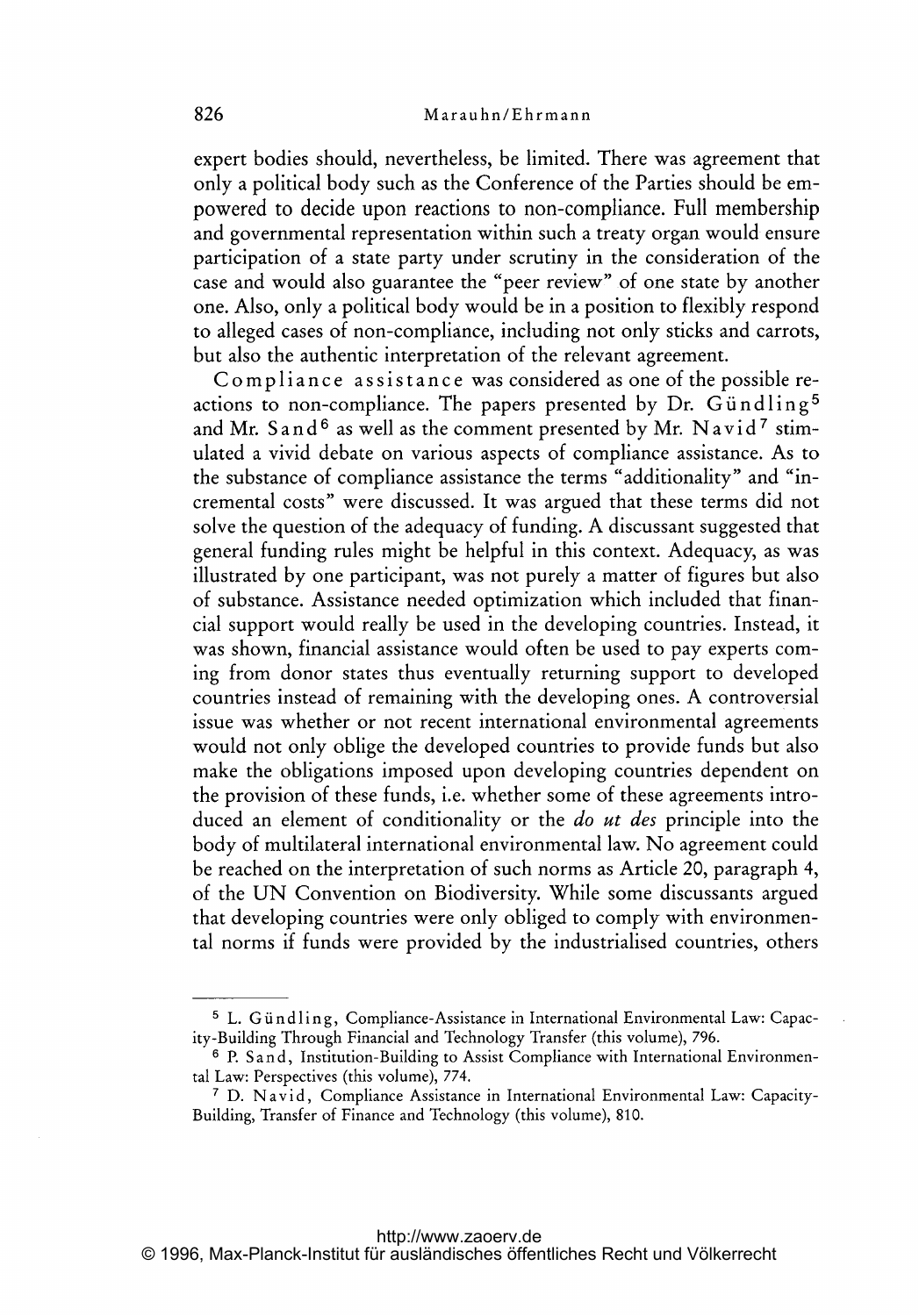expert bodies should, nevertheless, be limited. There was agreement that only a political body such as the Conference of the Parties should be empowered to decide upon reactions to non-compliance. Full membership and governmental representation within such a treaty organ would ensure participation of a state party under scrutiny in the consideration of the case and would also guarantee the "peer review" of one state by another one. Also, only a political body would be in a position to flexibly respond to alleged cases of non-compliance, including not only sticks and carrots, but also the authentic interpretation of the relevant agreement.

Compliance assistance was considered as one of the possible reactions to non-compliance. The papers presented by Dr. Gündling[5] and Mr. Sand[6] as well as the comment presented by Mr. Navid[7] stimulated a vivid debate on various aspects of compliance assistance. As to the substance of compliance assistance the terms "additionality" and "incremental costs" were discussed. It was argued that these terms did not solve the question of the adequacy of funding. A discussant suggested that general funding rules might be helpful in this context. Adequacy, as was illustrated by one participant, was not purely a matter of figures but also of substance. Assistance needed optimization which included that financial support would really be used in the developing countries. Instead, it was shown, financial assistance would often be used to pay experts coming from donor states thus eventually returning support to developed countries instead of remaining with the developing ones. A controversial issue was whether or not recent international environmental agreements would not only oblige the developed countries to provide funds but also make the obligations imposed upon developing countries dependent on the provision of these funds, i.e. whether some of these agreements introduced an element of conditionality or the *do ut des* principle into the body of multilateral international environmental law. No agreement could be reached on the interpretation of such norms as Article 20, paragraph 4, of the UN Convention on Biodiversity. While some discussants argued that developing countries were only obliged to comply with environmental norms if funds were provided by the industrialised countries, others

---

[5] L. Gündling, Compliance-Assistance in International Environmental Law: Capacity-Building Through Financial and Technology Transfer (this volume), 796.

[6] P. Sand, Institution-Building to Assist Compliance with International Environmental Law: Perspectives (this volume), 774.

[7] D. Navid, Compliance Assistance in International Environmental Law: Capacity-Building, Transfer of Finance and Technology (this volume), 810.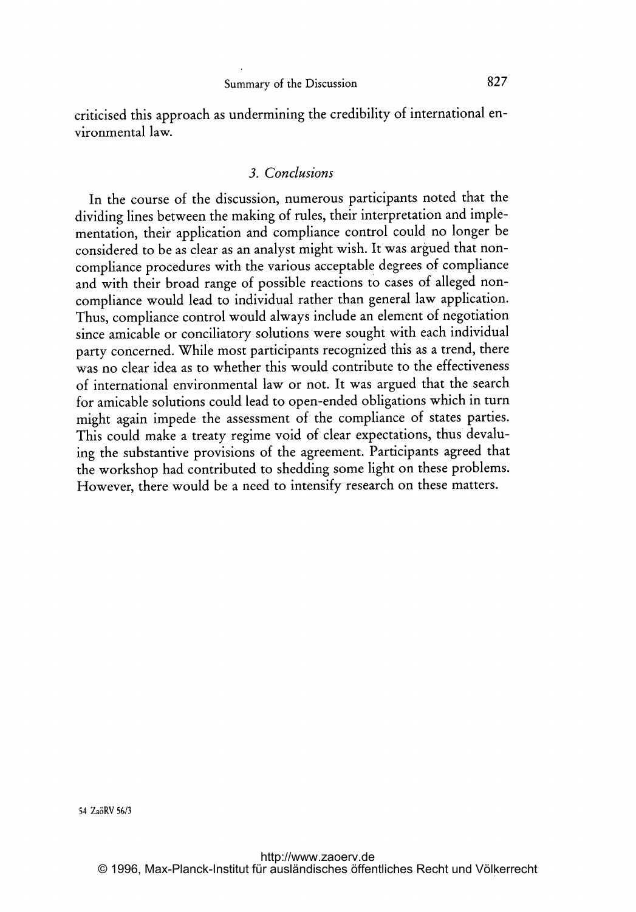criticised this approach as undermining the credibility of international environmental law.

### *3. Conclusions*

In the course of the discussion, numerous participants noted that the dividing lines between the making of rules, their interpretation and implementation, their application and compliance control could no longer be considered to be as clear as an analyst might wish. It was argued that non-compliance procedures with the various acceptable degrees of compliance and with their broad range of possible reactions to cases of alleged non-compliance would lead to individual rather than general law application. Thus, compliance control would always include an element of negotiation since amicable or conciliatory solutions were sought with each individual party concerned. While most participants recognized this as a trend, there was no clear idea as to whether this would contribute to the effectiveness of international environmental law or not. It was argued that the search for amicable solutions could lead to open-ended obligations which in turn might again impede the assessment of the compliance of states parties. This could make a treaty regime void of clear expectations, thus devaluing the substantive provisions of the agreement. Participants agreed that the workshop had contributed to shedding some light on these problems. However, there would be a need to intensify research on these matters.